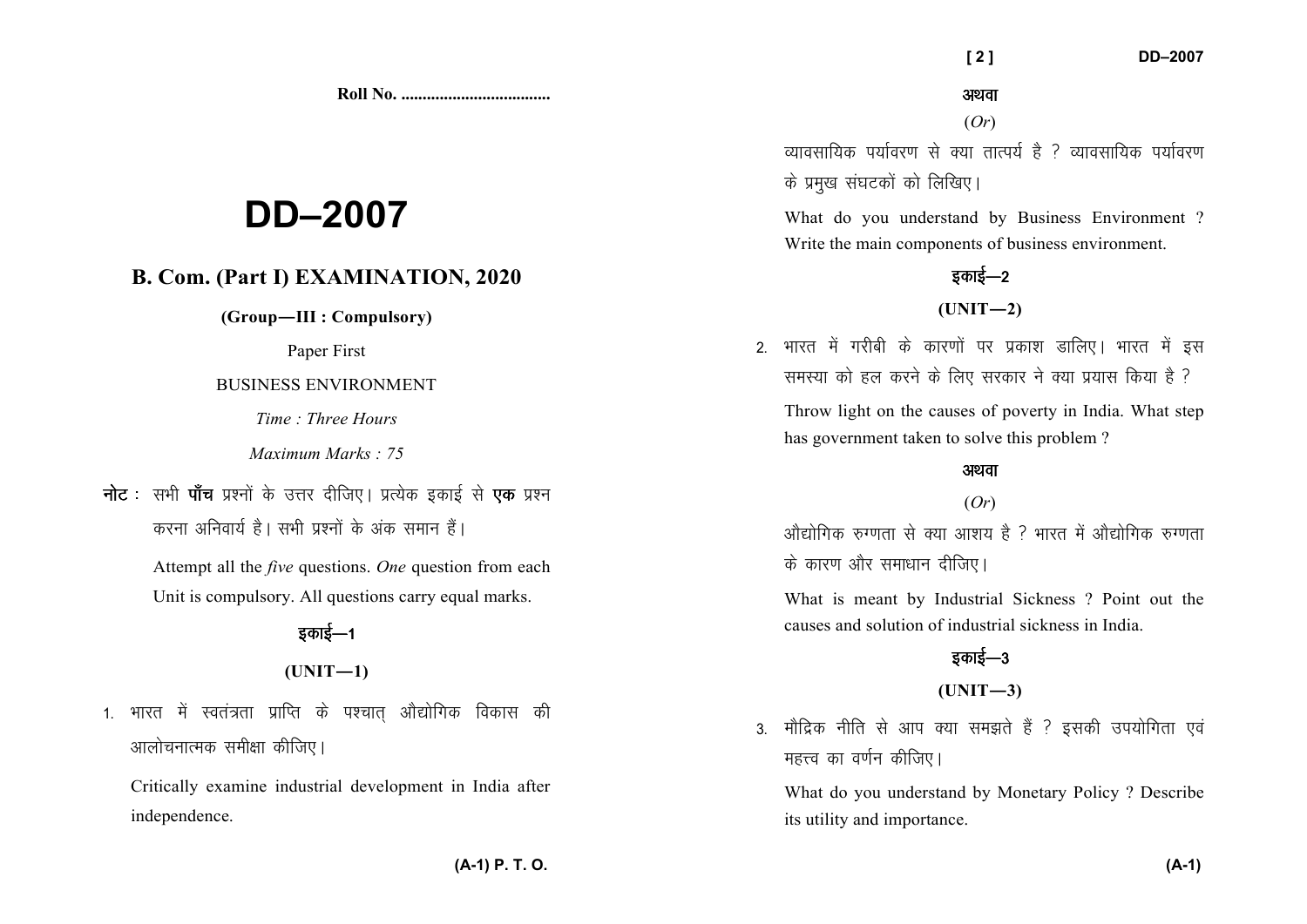Roll No. ...................................

# DD–2007

## B. Com. (Part I) EXAMINATION, 2020

**(Group—III : Compulsory)**

Paper First

BUSINESS ENVIRONMENT

*Time : Three Hours*

*Maximum Marks : 75*

**नोट :** सभी **पाँच** प्रश्नों के उत्तर दीजिए। प्रत्येक इकाई से **एक** प्रश्न करना अनिवार्य है। सभी प्रश्नों के अंक समान हैं।

Attempt all the *five* questions. *One* question from each Unit is compulsory. All questions carry equal marks.

### इकाई—1

### (UNIT—1)

1. भारत में स्वतंत्रता प्राप्ति के पश्चात् औद्योगिक विकास की आलोचनात्मक समीक्षा कीजिए।

   Critically examine industrial development in India after independence.

**अथवा**

(*Or*)

व्यावसायिक पर्यावरण से क्या तात्पर्य है ? व्यावसायिक पर्यावरण के प्रमुख संघटकों को लिखिए।

What do you understand by Business Environment ? Write the main components of business environment.

### इकाई—2

### (UNIT—2)

2. भारत में गरीबी के कारणों पर प्रकाश डालिए। भारत में इस समस्या को हल करने के लिए सरकार ने क्या प्रयास किया है ?

   Throw light on the causes of poverty in India. What step has government taken to solve this problem ?

**अथवा**

(*Or*)

औद्योगिक रुग्णता से क्या आशय है ? भारत में औद्योगिक रुग्णता के कारण और समाधान दीजिए।

What is meant by Industrial Sickness ? Point out the causes and solution of industrial sickness in India.

### इकाई—3

### (UNIT—3)

3. मौद्रिक नीति से आप क्या समझते हैं ? इसकी उपयोगिता एवं महत्त्व का वर्णन कीजिए।

   What do you understand by Monetary Policy ? Describe its utility and importance.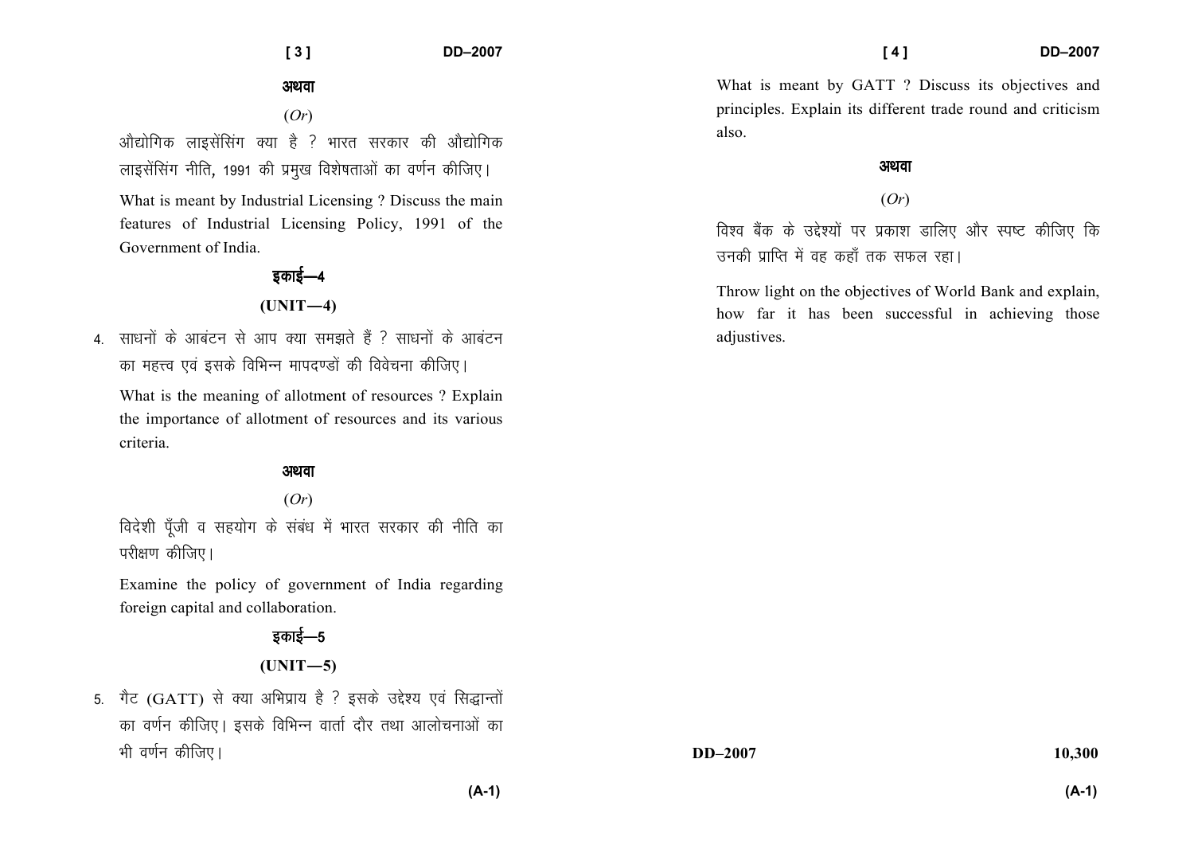अथवा

(*Or*)

औद्योगिक लाइसेंसिंग क्या है ? भारत सरकार की औद्योगिक लाइसेंसिंग नीति, 1991 की प्रमुख विशेषताओं का वर्णन कीजिए।

What is meant by Industrial Licensing ? Discuss the main features of Industrial Licensing Policy, 1991 of the Government of India.

## इकाई—4

## (UNIT—4)

4. साधनों के आबंटन से आप क्या समझते हैं ? साधनों के आबंटन का महत्त्व एवं इसके विभिन्न मापदण्डों की विवेचना कीजिए।

   What is the meaning of allotment of resources ? Explain the importance of allotment of resources and its various criteria.

अथवा

(*Or*)

विदेशी पूँजी व सहयोग के संबंध में भारत सरकार की नीति का परीक्षण कीजिए।

Examine the policy of government of India regarding foreign capital and collaboration.

## इकाई—5

## (UNIT—5)

5. गैट (GATT) से क्या अभिप्राय है ? इसके उद्देश्य एवं सिद्धान्तों का वर्णन कीजिए। इसके विभिन्न वार्ता दौर तथा आलोचनाओं का भी वर्णन कीजिए।

   What is meant by GATT ? Discuss its objectives and principles. Explain its different trade round and criticism also.

अथवा

(*Or*)

विश्व बैंक के उद्देश्यों पर प्रकाश डालिए और स्पष्ट कीजिए कि उनकी प्राप्ति में वह कहाँ तक सफल रहा।

Throw light on the objectives of World Bank and explain, how far it has been successful in achieving those adjustives.

DD–2007 10,300